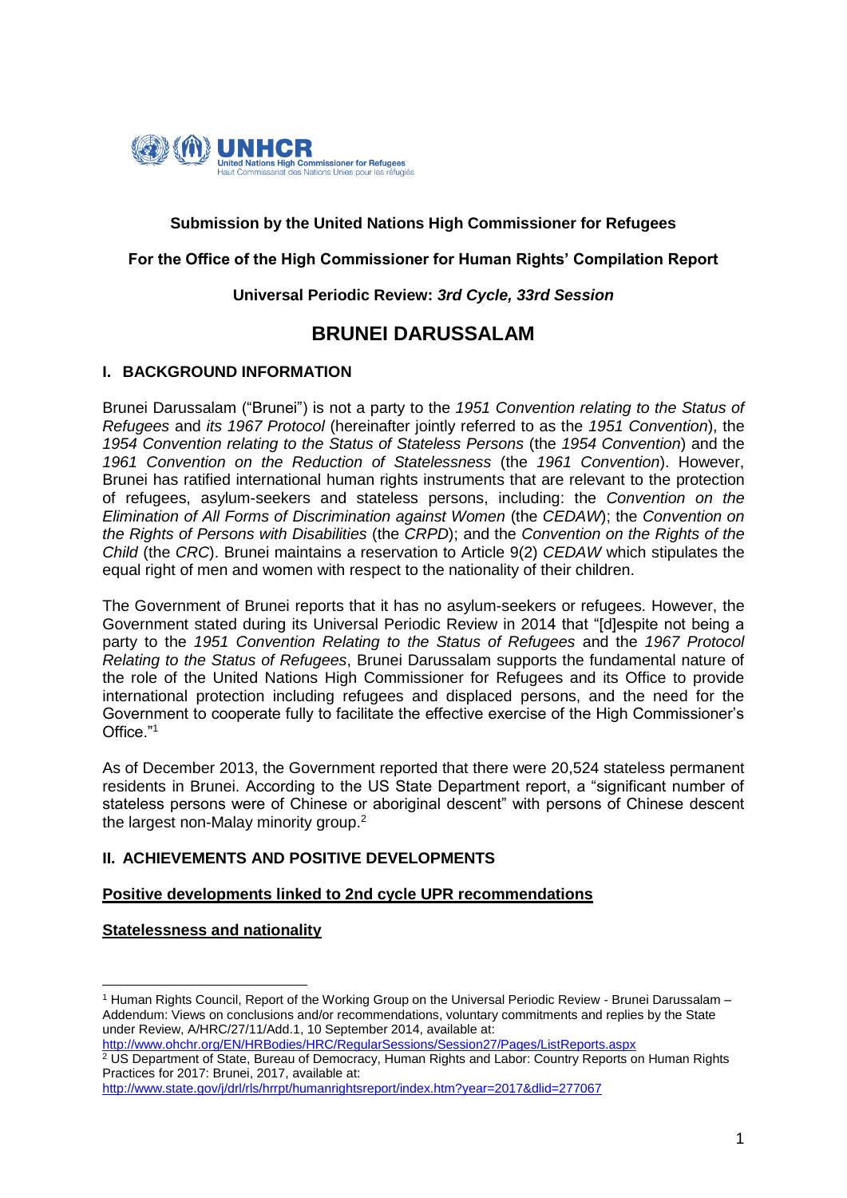**Submission by the United Nations High Commissioner for Refugees**

**For the Office of the High Commissioner for Human Rights' Compilation Report**

**Universal Periodic Review: *3rd Cycle, 33rd Session***

# BRUNEI DARUSSALAM

## I. BACKGROUND INFORMATION

Brunei Darussalam ("Brunei") is not a party to the *1951 Convention relating to the Status of Refugees* and *its 1967 Protocol* (hereinafter jointly referred to as the *1951 Convention*), the *1954 Convention relating to the Status of Stateless Persons* (the *1954 Convention*) and the *1961 Convention on the Reduction of Statelessness* (the *1961 Convention*). However, Brunei has ratified international human rights instruments that are relevant to the protection of refugees, asylum-seekers and stateless persons, including: the *Convention on the Elimination of All Forms of Discrimination against Women* (the *CEDAW*); the *Convention on the Rights of Persons with Disabilities* (the *CRPD*); and the *Convention on the Rights of the Child* (the *CRC*). Brunei maintains a reservation to Article 9(2) *CEDAW* which stipulates the equal right of men and women with respect to the nationality of their children.

The Government of Brunei reports that it has no asylum-seekers or refugees. However, the Government stated during its Universal Periodic Review in 2014 that "[d]espite not being a party to the *1951 Convention Relating to the Status of Refugees* and the *1967 Protocol Relating to the Status of Refugees*, Brunei Darussalam supports the fundamental nature of the role of the United Nations High Commissioner for Refugees and its Office to provide international protection including refugees and displaced persons, and the need for the Government to cooperate fully to facilitate the effective exercise of the High Commissioner's Office."[1]

As of December 2013, the Government reported that there were 20,524 stateless permanent residents in Brunei. According to the US State Department report, a "significant number of stateless persons were of Chinese or aboriginal descent" with persons of Chinese descent the largest non-Malay minority group.[2]

## II. ACHIEVEMENTS AND POSITIVE DEVELOPMENTS

### Positive developments linked to 2nd cycle UPR recommendations

### Statelessness and nationality

---

[1] Human Rights Council, Report of the Working Group on the Universal Periodic Review - Brunei Darussalam – Addendum: Views on conclusions and/or recommendations, voluntary commitments and replies by the State under Review, A/HRC/27/11/Add.1, 10 September 2014, available at: http://www.ohchr.org/EN/HRBodies/HRC/RegularSessions/Session27/Pages/ListReports.aspx

[2] US Department of State, Bureau of Democracy, Human Rights and Labor: Country Reports on Human Rights Practices for 2017: Brunei, 2017, available at: http://www.state.gov/j/drl/rls/hrrpt/humanrightsreport/index.htm?year=2017&dlid=277067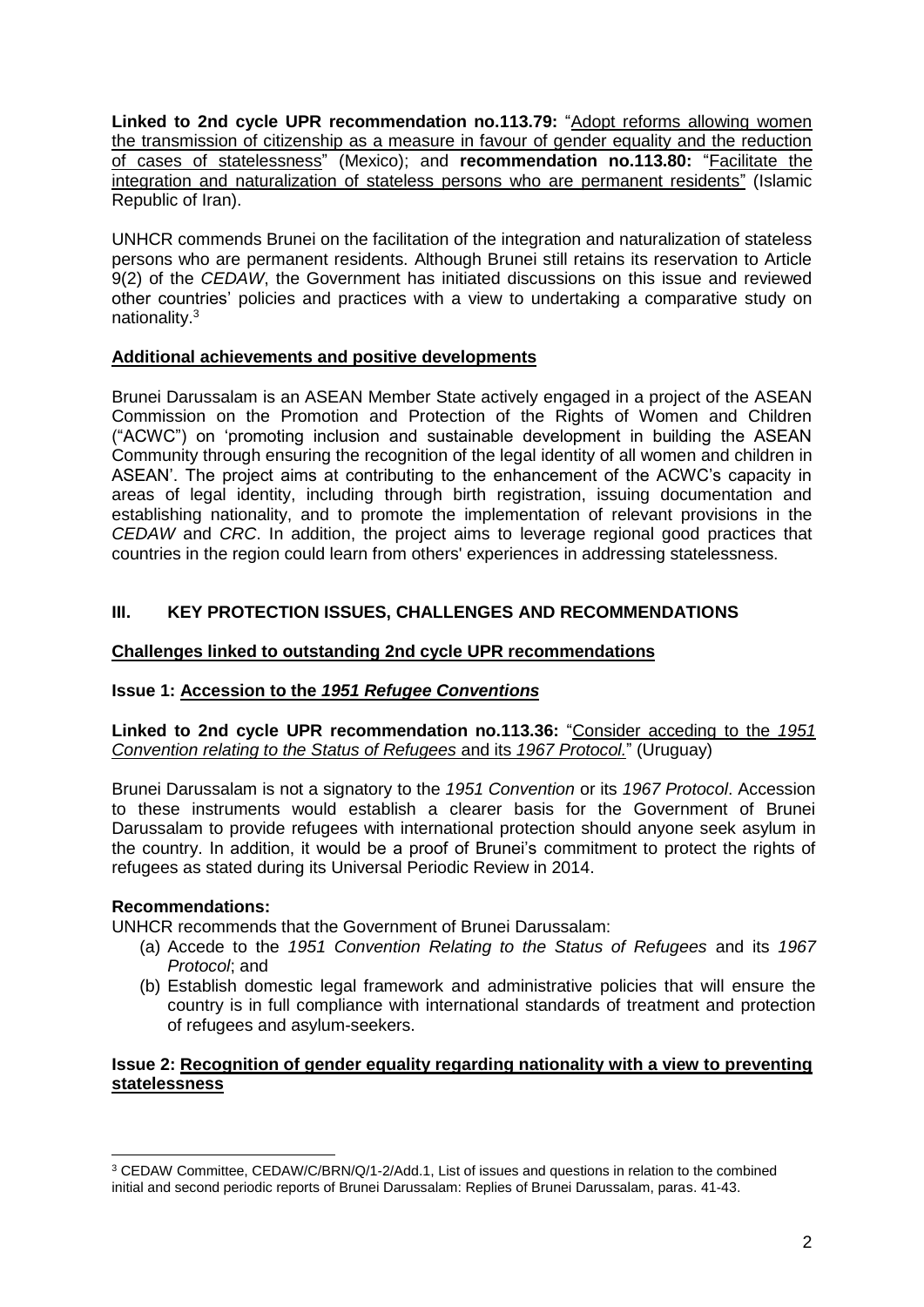**Linked to 2nd cycle UPR recommendation no.113.79:** "Adopt reforms allowing women the transmission of citizenship as a measure in favour of gender equality and the reduction of cases of statelessness" (Mexico); and **recommendation no.113.80:** "Facilitate the integration and naturalization of stateless persons who are permanent residents" (Islamic Republic of Iran).

UNHCR commends Brunei on the facilitation of the integration and naturalization of stateless persons who are permanent residents. Although Brunei still retains its reservation to Article 9(2) of the *CEDAW*, the Government has initiated discussions on this issue and reviewed other countries' policies and practices with a view to undertaking a comparative study on nationality.[3]

**Additional achievements and positive developments**

Brunei Darussalam is an ASEAN Member State actively engaged in a project of the ASEAN Commission on the Promotion and Protection of the Rights of Women and Children ("ACWC") on 'promoting inclusion and sustainable development in building the ASEAN Community through ensuring the recognition of the legal identity of all women and children in ASEAN'. The project aims at contributing to the enhancement of the ACWC's capacity in areas of legal identity, including through birth registration, issuing documentation and establishing nationality, and to promote the implementation of relevant provisions in the *CEDAW* and *CRC*. In addition, the project aims to leverage regional good practices that countries in the region could learn from others' experiences in addressing statelessness.

## III. KEY PROTECTION ISSUES, CHALLENGES AND RECOMMENDATIONS

**Challenges linked to outstanding 2nd cycle UPR recommendations**

**Issue 1: Accession to the *1951 Refugee Conventions***

**Linked to 2nd cycle UPR recommendation no.113.36:** "Consider acceding to the *1951 Convention relating to the Status of Refugees* and its *1967 Protocol.*" (Uruguay)

Brunei Darussalam is not a signatory to the *1951 Convention* or its *1967 Protocol*. Accession to these instruments would establish a clearer basis for the Government of Brunei Darussalam to provide refugees with international protection should anyone seek asylum in the country. In addition, it would be a proof of Brunei's commitment to protect the rights of refugees as stated during its Universal Periodic Review in 2014.

**Recommendations:**

UNHCR recommends that the Government of Brunei Darussalam:

(a) Accede to the *1951 Convention Relating to the Status of Refugees* and its *1967 Protocol*; and
(b) Establish domestic legal framework and administrative policies that will ensure the country is in full compliance with international standards of treatment and protection of refugees and asylum-seekers.

**Issue 2: Recognition of gender equality regarding nationality with a view to preventing statelessness**

---

[3] CEDAW Committee, CEDAW/C/BRN/Q/1-2/Add.1, List of issues and questions in relation to the combined initial and second periodic reports of Brunei Darussalam: Replies of Brunei Darussalam, paras. 41-43.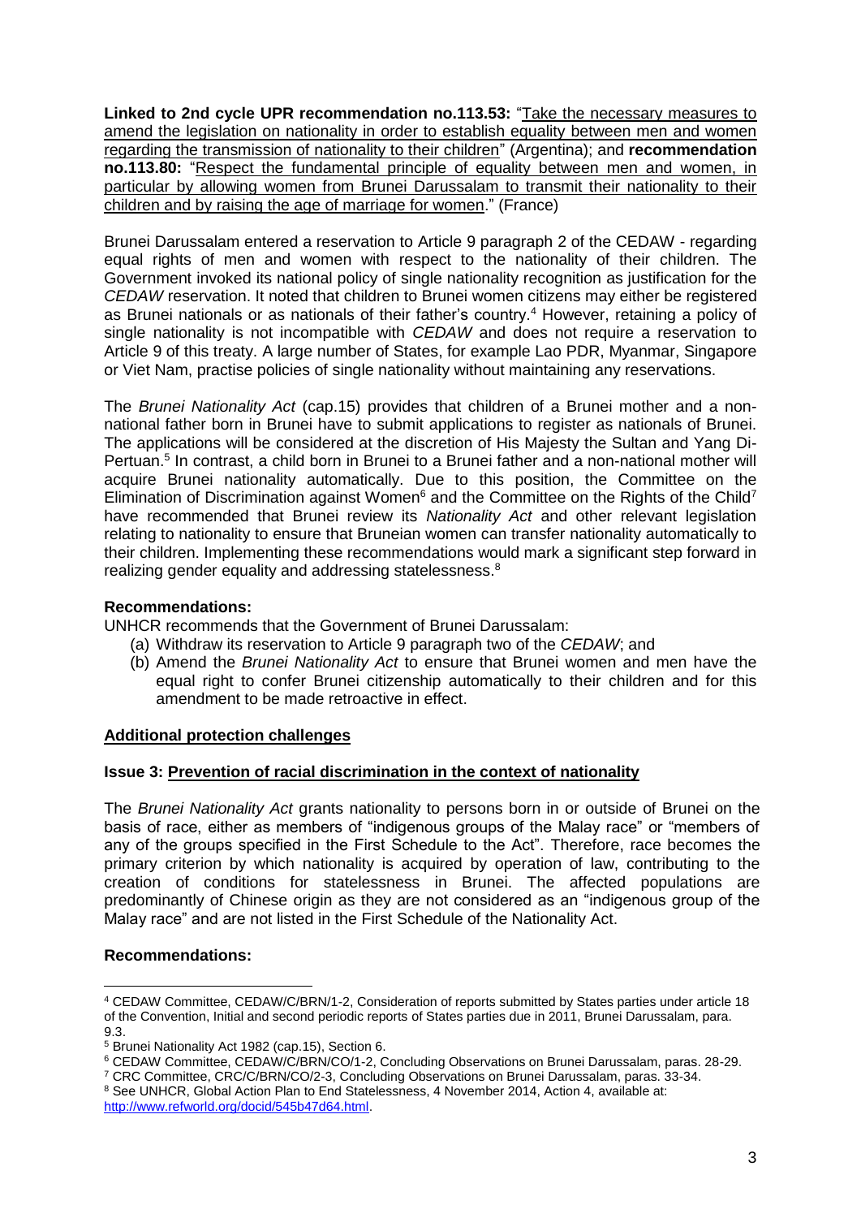**Linked to 2nd cycle UPR recommendation no.113.53:** "Take the necessary measures to amend the legislation on nationality in order to establish equality between men and women regarding the transmission of nationality to their children" (Argentina); and **recommendation no.113.80:** "Respect the fundamental principle of equality between men and women, in particular by allowing women from Brunei Darussalam to transmit their nationality to their children and by raising the age of marriage for women." (France)

Brunei Darussalam entered a reservation to Article 9 paragraph 2 of the CEDAW - regarding equal rights of men and women with respect to the nationality of their children. The Government invoked its national policy of single nationality recognition as justification for the *CEDAW* reservation. It noted that children to Brunei women citizens may either be registered as Brunei nationals or as nationals of their father's country.[4] However, retaining a policy of single nationality is not incompatible with *CEDAW* and does not require a reservation to Article 9 of this treaty. A large number of States, for example Lao PDR, Myanmar, Singapore or Viet Nam, practise policies of single nationality without maintaining any reservations.

The *Brunei Nationality Act* (cap.15) provides that children of a Brunei mother and a non-national father born in Brunei have to submit applications to register as nationals of Brunei. The applications will be considered at the discretion of His Majesty the Sultan and Yang Di-Pertuan.[5] In contrast, a child born in Brunei to a Brunei father and a non-national mother will acquire Brunei nationality automatically. Due to this position, the Committee on the Elimination of Discrimination against Women[6] and the Committee on the Rights of the Child[7] have recommended that Brunei review its *Nationality Act* and other relevant legislation relating to nationality to ensure that Bruneian women can transfer nationality automatically to their children. Implementing these recommendations would mark a significant step forward in realizing gender equality and addressing statelessness.[8]

**Recommendations:**

UNHCR recommends that the Government of Brunei Darussalam:

(a) Withdraw its reservation to Article 9 paragraph two of the *CEDAW*; and

(b) Amend the *Brunei Nationality Act* to ensure that Brunei women and men have the equal right to confer Brunei citizenship automatically to their children and for this amendment to be made retroactive in effect.

## Additional protection challenges

### Issue 3: Prevention of racial discrimination in the context of nationality

The *Brunei Nationality Act* grants nationality to persons born in or outside of Brunei on the basis of race, either as members of "indigenous groups of the Malay race" or "members of any of the groups specified in the First Schedule to the Act". Therefore, race becomes the primary criterion by which nationality is acquired by operation of law, contributing to the creation of conditions for statelessness in Brunei. The affected populations are predominantly of Chinese origin as they are not considered as an "indigenous group of the Malay race" and are not listed in the First Schedule of the Nationality Act.

**Recommendations:**

---

[4] CEDAW Committee, CEDAW/C/BRN/1-2, Consideration of reports submitted by States parties under article 18 of the Convention, Initial and second periodic reports of States parties due in 2011, Brunei Darussalam, para. 9.3.

[5] Brunei Nationality Act 1982 (cap.15), Section 6.

[6] CEDAW Committee, CEDAW/C/BRN/CO/1-2, Concluding Observations on Brunei Darussalam, paras. 28-29.

[7] CRC Committee, CRC/C/BRN/CO/2-3, Concluding Observations on Brunei Darussalam, paras. 33-34.

[8] See UNHCR, Global Action Plan to End Statelessness, 4 November 2014, Action 4, available at: http://www.refworld.org/docid/545b47d64.html.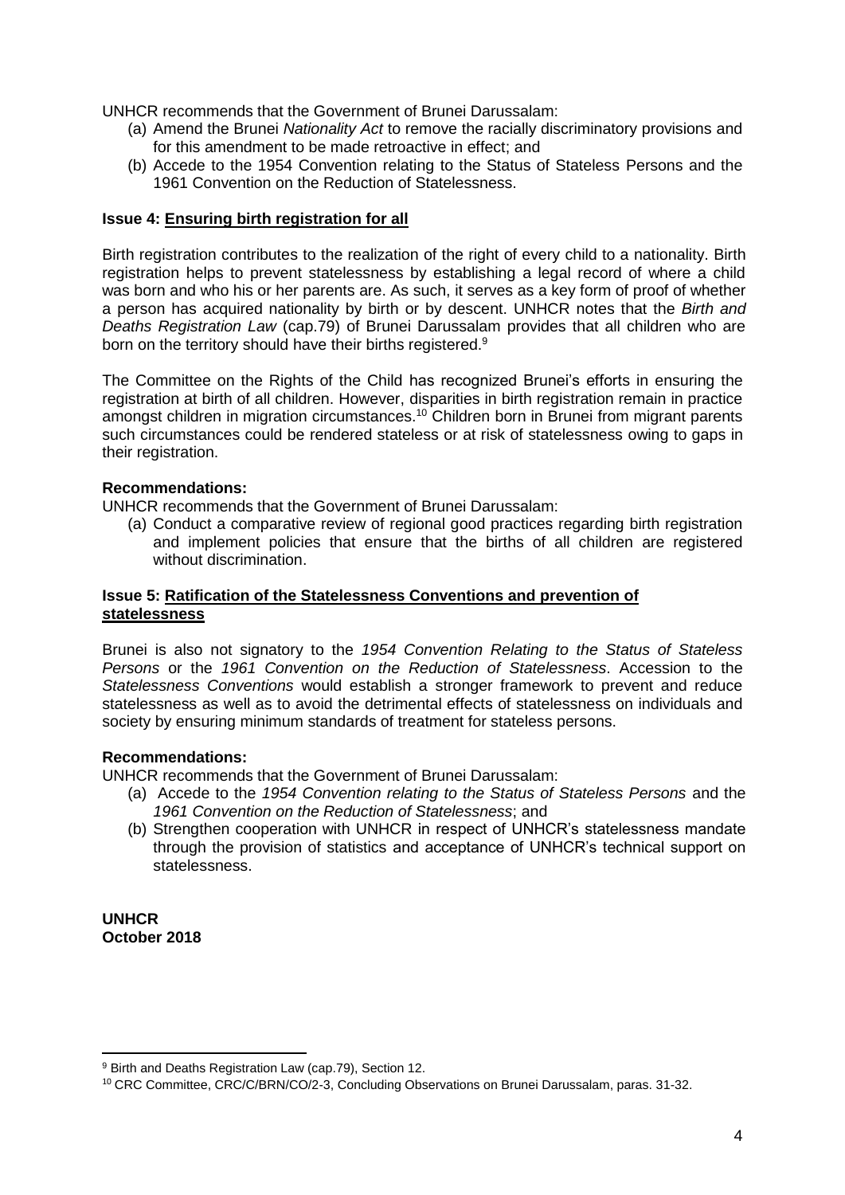UNHCR recommends that the Government of Brunei Darussalam:

(a) Amend the Brunei *Nationality Act* to remove the racially discriminatory provisions and for this amendment to be made retroactive in effect; and
(b) Accede to the 1954 Convention relating to the Status of Stateless Persons and the 1961 Convention on the Reduction of Statelessness.

**Issue 4: Ensuring birth registration for all**

Birth registration contributes to the realization of the right of every child to a nationality. Birth registration helps to prevent statelessness by establishing a legal record of where a child was born and who his or her parents are. As such, it serves as a key form of proof of whether a person has acquired nationality by birth or by descent. UNHCR notes that the *Birth and Deaths Registration Law* (cap.79) of Brunei Darussalam provides that all children who are born on the territory should have their births registered.[9]

The Committee on the Rights of the Child has recognized Brunei's efforts in ensuring the registration at birth of all children. However, disparities in birth registration remain in practice amongst children in migration circumstances.[10] Children born in Brunei from migrant parents such circumstances could be rendered stateless or at risk of statelessness owing to gaps in their registration.

**Recommendations:**

UNHCR recommends that the Government of Brunei Darussalam:

(a) Conduct a comparative review of regional good practices regarding birth registration and implement policies that ensure that the births of all children are registered without discrimination.

**Issue 5: Ratification of the Statelessness Conventions and prevention of statelessness**

Brunei is also not signatory to the *1954 Convention Relating to the Status of Stateless Persons* or the *1961 Convention on the Reduction of Statelessness*. Accession to the *Statelessness Conventions* would establish a stronger framework to prevent and reduce statelessness as well as to avoid the detrimental effects of statelessness on individuals and society by ensuring minimum standards of treatment for stateless persons.

**Recommendations:**

UNHCR recommends that the Government of Brunei Darussalam:

(a) Accede to the *1954 Convention relating to the Status of Stateless Persons* and the *1961 Convention on the Reduction of Statelessness*; and
(b) Strengthen cooperation with UNHCR in respect of UNHCR's statelessness mandate through the provision of statistics and acceptance of UNHCR's technical support on statelessness.

**UNHCR**
**October 2018**

---

[9] Birth and Deaths Registration Law (cap.79), Section 12.

[10] CRC Committee, CRC/C/BRN/CO/2-3, Concluding Observations on Brunei Darussalam, paras. 31-32.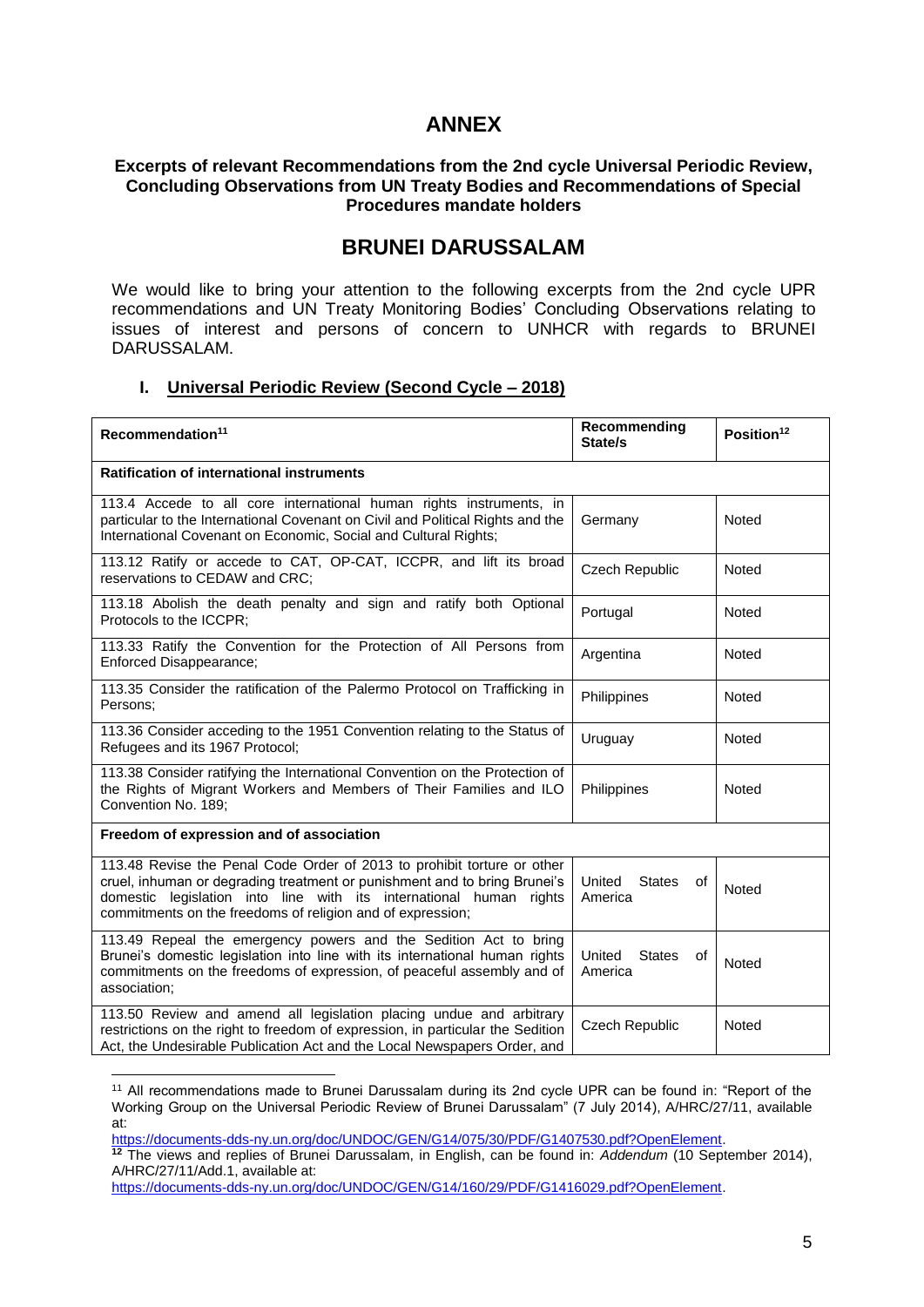# ANNEX

**Excerpts of relevant Recommendations from the 2nd cycle Universal Periodic Review, Concluding Observations from UN Treaty Bodies and Recommendations of Special Procedures mandate holders**

# BRUNEI DARUSSALAM

We would like to bring your attention to the following excerpts from the 2nd cycle UPR recommendations and UN Treaty Monitoring Bodies' Concluding Observations relating to issues of interest and persons of concern to UNHCR with regards to BRUNEI DARUSSALAM.

## I. Universal Periodic Review (Second Cycle – 2018)

| Recommendation[11] | Recommending State/s | Position[12] |
|---|---|---|
| **Ratification of international instruments** | | |
| 113.4 Accede to all core international human rights instruments, in particular to the International Covenant on Civil and Political Rights and the International Covenant on Economic, Social and Cultural Rights; | Germany | Noted |
| 113.12 Ratify or accede to CAT, OP-CAT, ICCPR, and lift its broad reservations to CEDAW and CRC; | Czech Republic | Noted |
| 113.18 Abolish the death penalty and sign and ratify both Optional Protocols to the ICCPR; | Portugal | Noted |
| 113.33 Ratify the Convention for the Protection of All Persons from Enforced Disappearance; | Argentina | Noted |
| 113.35 Consider the ratification of the Palermo Protocol on Trafficking in Persons; | Philippines | Noted |
| 113.36 Consider acceding to the 1951 Convention relating to the Status of Refugees and its 1967 Protocol; | Uruguay | Noted |
| 113.38 Consider ratifying the International Convention on the Protection of the Rights of Migrant Workers and Members of Their Families and ILO Convention No. 189; | Philippines | Noted |
| **Freedom of expression and of association** | | |
| 113.48 Revise the Penal Code Order of 2013 to prohibit torture or other cruel, inhuman or degrading treatment or punishment and to bring Brunei's domestic legislation into line with its international human rights commitments on the freedoms of religion and of expression; | United States of America | Noted |
| 113.49 Repeal the emergency powers and the Sedition Act to bring Brunei's domestic legislation into line with its international human rights commitments on the freedoms of expression, of peaceful assembly and of association; | United States of America | Noted |
| 113.50 Review and amend all legislation placing undue and arbitrary restrictions on the right to freedom of expression, in particular the Sedition Act, the Undesirable Publication Act and the Local Newspapers Order, and | Czech Republic | Noted |

[11] All recommendations made to Brunei Darussalam during its 2nd cycle UPR can be found in: "Report of the Working Group on the Universal Periodic Review of Brunei Darussalam" (7 July 2014), A/HRC/27/11, available at: https://documents-dds-ny.un.org/doc/UNDOC/GEN/G14/075/30/PDF/G1407530.pdf?OpenElement.

[12] The views and replies of Brunei Darussalam, in English, can be found in: *Addendum* (10 September 2014), A/HRC/27/11/Add.1, available at: https://documents-dds-ny.un.org/doc/UNDOC/GEN/G14/160/29/PDF/G1416029.pdf?OpenElement.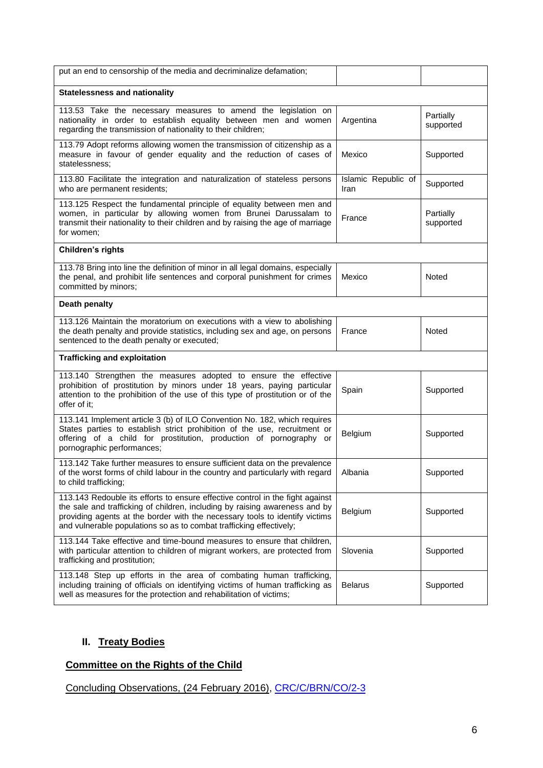| | | |
|---|---|---|
| put an end to censorship of the media and decriminalize defamation; | | |
| **Statelessness and nationality** | | |
| 113.53 Take the necessary measures to amend the legislation on nationality in order to establish equality between men and women regarding the transmission of nationality to their children; | Argentina | Partially supported |
| 113.79 Adopt reforms allowing women the transmission of citizenship as a measure in favour of gender equality and the reduction of cases of statelessness; | Mexico | Supported |
| 113.80 Facilitate the integration and naturalization of stateless persons who are permanent residents; | Islamic Republic of Iran | Supported |
| 113.125 Respect the fundamental principle of equality between men and women, in particular by allowing women from Brunei Darussalam to transmit their nationality to their children and by raising the age of marriage for women; | France | Partially supported |
| **Children's rights** | | |
| 113.78 Bring into line the definition of minor in all legal domains, especially the penal, and prohibit life sentences and corporal punishment for crimes committed by minors; | Mexico | Noted |
| **Death penalty** | | |
| 113.126 Maintain the moratorium on executions with a view to abolishing the death penalty and provide statistics, including sex and age, on persons sentenced to the death penalty or executed; | France | Noted |
| **Trafficking and exploitation** | | |
| 113.140 Strengthen the measures adopted to ensure the effective prohibition of prostitution by minors under 18 years, paying particular attention to the prohibition of the use of this type of prostitution or of the offer of it; | Spain | Supported |
| 113.141 Implement article 3 (b) of ILO Convention No. 182, which requires States parties to establish strict prohibition of the use, recruitment or offering of a child for prostitution, production of pornography or pornographic performances; | Belgium | Supported |
| 113.142 Take further measures to ensure sufficient data on the prevalence of the worst forms of child labour in the country and particularly with regard to child trafficking; | Albania | Supported |
| 113.143 Redouble its efforts to ensure effective control in the fight against the sale and trafficking of children, including by raising awareness and by providing agents at the border with the necessary tools to identify victims and vulnerable populations so as to combat trafficking effectively; | Belgium | Supported |
| 113.144 Take effective and time-bound measures to ensure that children, with particular attention to children of migrant workers, are protected from trafficking and prostitution; | Slovenia | Supported |
| 113.148 Step up efforts in the area of combating human trafficking, including training of officials on identifying victims of human trafficking as well as measures for the protection and rehabilitation of victims; | Belarus | Supported |

## II. Treaty Bodies

### Committee on the Rights of the Child

Concluding Observations, (24 February 2016), CRC/C/BRN/CO/2-3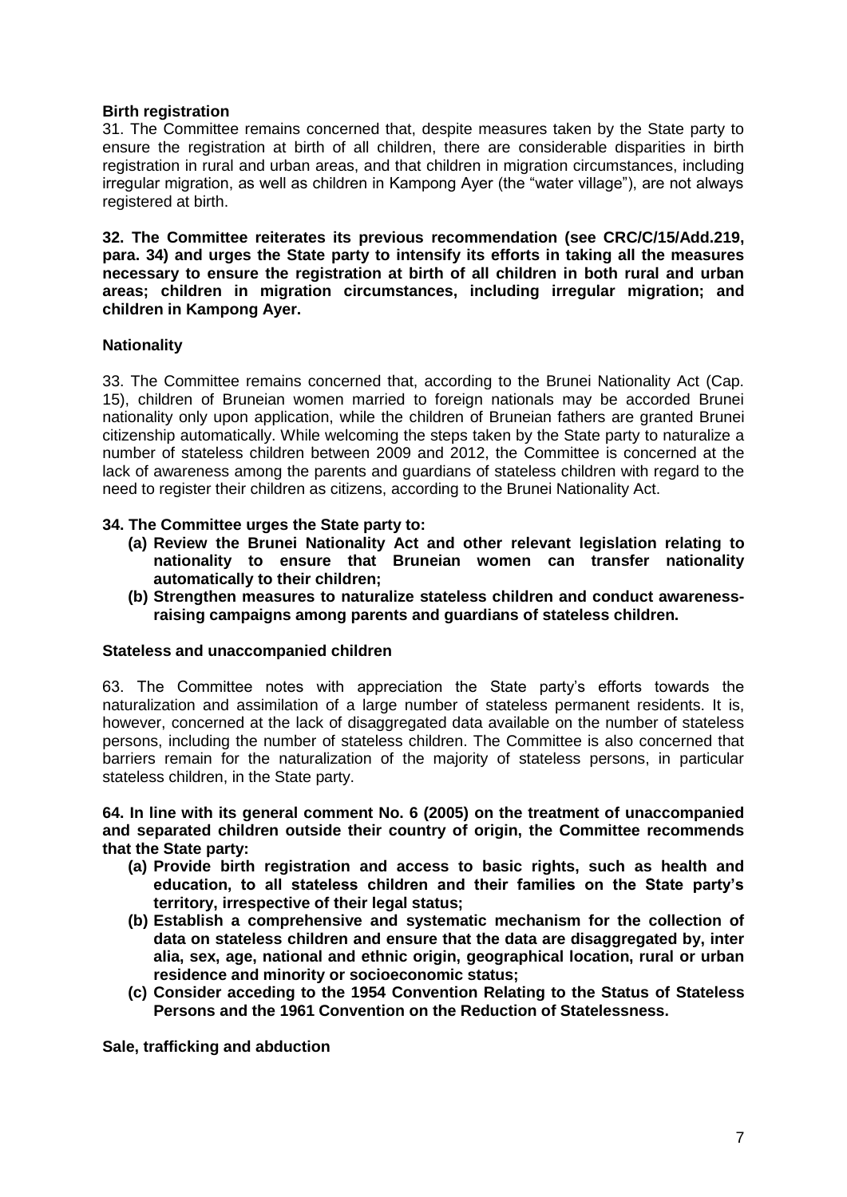**Birth registration**

31. The Committee remains concerned that, despite measures taken by the State party to ensure the registration at birth of all children, there are considerable disparities in birth registration in rural and urban areas, and that children in migration circumstances, including irregular migration, as well as children in Kampong Ayer (the "water village"), are not always registered at birth.

**32. The Committee reiterates its previous recommendation (see CRC/C/15/Add.219, para. 34) and urges the State party to intensify its efforts in taking all the measures necessary to ensure the registration at birth of all children in both rural and urban areas; children in migration circumstances, including irregular migration; and children in Kampong Ayer.**

**Nationality**

33. The Committee remains concerned that, according to the Brunei Nationality Act (Cap. 15), children of Bruneian women married to foreign nationals may be accorded Brunei nationality only upon application, while the children of Bruneian fathers are granted Brunei citizenship automatically. While welcoming the steps taken by the State party to naturalize a number of stateless children between 2009 and 2012, the Committee is concerned at the lack of awareness among the parents and guardians of stateless children with regard to the need to register their children as citizens, according to the Brunei Nationality Act.

**34. The Committee urges the State party to:**

- **(a) Review the Brunei Nationality Act and other relevant legislation relating to nationality to ensure that Bruneian women can transfer nationality automatically to their children;**
- **(b) Strengthen measures to naturalize stateless children and conduct awareness-raising campaigns among parents and guardians of stateless children.**

**Stateless and unaccompanied children**

63. The Committee notes with appreciation the State party's efforts towards the naturalization and assimilation of a large number of stateless permanent residents. It is, however, concerned at the lack of disaggregated data available on the number of stateless persons, including the number of stateless children. The Committee is also concerned that barriers remain for the naturalization of the majority of stateless persons, in particular stateless children, in the State party.

**64. In line with its general comment No. 6 (2005) on the treatment of unaccompanied and separated children outside their country of origin, the Committee recommends that the State party:**

- **(a) Provide birth registration and access to basic rights, such as health and education, to all stateless children and their families on the State party's territory, irrespective of their legal status;**
- **(b) Establish a comprehensive and systematic mechanism for the collection of data on stateless children and ensure that the data are disaggregated by, inter alia, sex, age, national and ethnic origin, geographical location, rural or urban residence and minority or socioeconomic status;**
- **(c) Consider acceding to the 1954 Convention Relating to the Status of Stateless Persons and the 1961 Convention on the Reduction of Statelessness.**

**Sale, trafficking and abduction**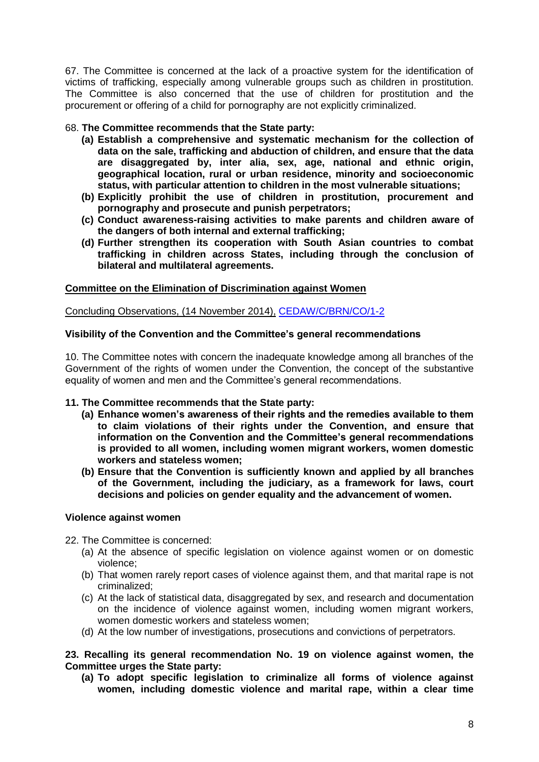67. The Committee is concerned at the lack of a proactive system for the identification of victims of trafficking, especially among vulnerable groups such as children in prostitution. The Committee is also concerned that the use of children for prostitution and the procurement or offering of a child for pornography are not explicitly criminalized.

68. **The Committee recommends that the State party:**

- **(a) Establish a comprehensive and systematic mechanism for the collection of data on the sale, trafficking and abduction of children, and ensure that the data are disaggregated by, inter alia, sex, age, national and ethnic origin, geographical location, rural or urban residence, minority and socioeconomic status, with particular attention to children in the most vulnerable situations;**
- **(b) Explicitly prohibit the use of children in prostitution, procurement and pornography and prosecute and punish perpetrators;**
- **(c) Conduct awareness-raising activities to make parents and children aware of the dangers of both internal and external trafficking;**
- **(d) Further strengthen its cooperation with South Asian countries to combat trafficking in children across States, including through the conclusion of bilateral and multilateral agreements.**

## Committee on the Elimination of Discrimination against Women

Concluding Observations, (14 November 2014), CEDAW/C/BRN/CO/1-2

### Visibility of the Convention and the Committee's general recommendations

10. The Committee notes with concern the inadequate knowledge among all branches of the Government of the rights of women under the Convention, the concept of the substantive equality of women and men and the Committee's general recommendations.

**11. The Committee recommends that the State party:**

- **(a) Enhance women's awareness of their rights and the remedies available to them to claim violations of their rights under the Convention, and ensure that information on the Convention and the Committee's general recommendations is provided to all women, including women migrant workers, women domestic workers and stateless women;**
- **(b) Ensure that the Convention is sufficiently known and applied by all branches of the Government, including the judiciary, as a framework for laws, court decisions and policies on gender equality and the advancement of women.**

### Violence against women

22. The Committee is concerned:

- (a) At the absence of specific legislation on violence against women or on domestic violence;
- (b) That women rarely report cases of violence against them, and that marital rape is not criminalized;
- (c) At the lack of statistical data, disaggregated by sex, and research and documentation on the incidence of violence against women, including women migrant workers, women domestic workers and stateless women;
- (d) At the low number of investigations, prosecutions and convictions of perpetrators.

**23. Recalling its general recommendation No. 19 on violence against women, the Committee urges the State party:**

- **(a) To adopt specific legislation to criminalize all forms of violence against women, including domestic violence and marital rape, within a clear time**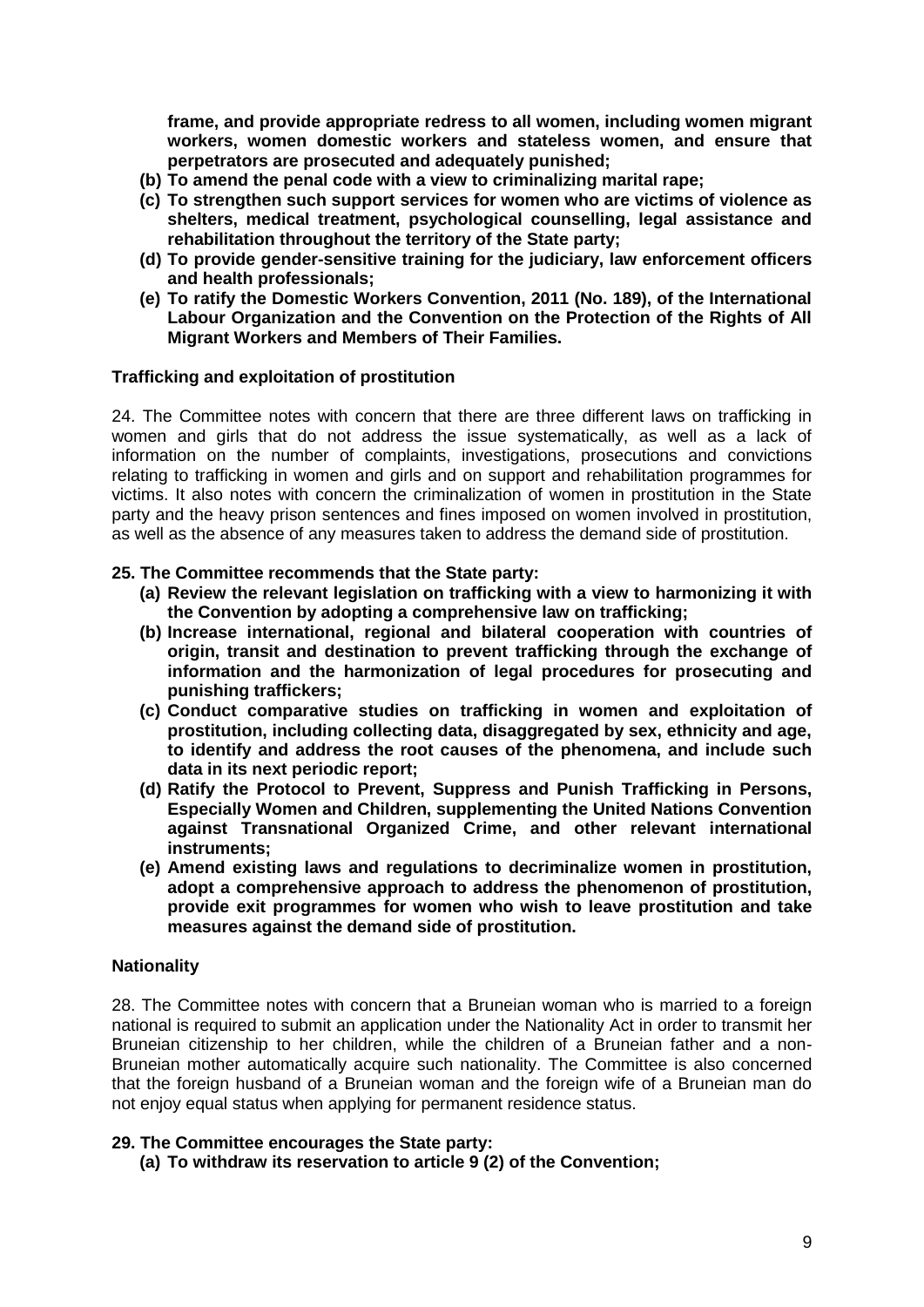**frame, and provide appropriate redress to all women, including women migrant workers, women domestic workers and stateless women, and ensure that perpetrators are prosecuted and adequately punished;**

**(b) To amend the penal code with a view to criminalizing marital rape;**

**(c) To strengthen such support services for women who are victims of violence as shelters, medical treatment, psychological counselling, legal assistance and rehabilitation throughout the territory of the State party;**

**(d) To provide gender-sensitive training for the judiciary, law enforcement officers and health professionals;**

**(e) To ratify the Domestic Workers Convention, 2011 (No. 189), of the International Labour Organization and the Convention on the Protection of the Rights of All Migrant Workers and Members of Their Families.**

**Trafficking and exploitation of prostitution**

24. The Committee notes with concern that there are three different laws on trafficking in women and girls that do not address the issue systematically, as well as a lack of information on the number of complaints, investigations, prosecutions and convictions relating to trafficking in women and girls and on support and rehabilitation programmes for victims. It also notes with concern the criminalization of women in prostitution in the State party and the heavy prison sentences and fines imposed on women involved in prostitution, as well as the absence of any measures taken to address the demand side of prostitution.

**25. The Committee recommends that the State party:**

**(a) Review the relevant legislation on trafficking with a view to harmonizing it with the Convention by adopting a comprehensive law on trafficking;**

**(b) Increase international, regional and bilateral cooperation with countries of origin, transit and destination to prevent trafficking through the exchange of information and the harmonization of legal procedures for prosecuting and punishing traffickers;**

**(c) Conduct comparative studies on trafficking in women and exploitation of prostitution, including collecting data, disaggregated by sex, ethnicity and age, to identify and address the root causes of the phenomena, and include such data in its next periodic report;**

**(d) Ratify the Protocol to Prevent, Suppress and Punish Trafficking in Persons, Especially Women and Children, supplementing the United Nations Convention against Transnational Organized Crime, and other relevant international instruments;**

**(e) Amend existing laws and regulations to decriminalize women in prostitution, adopt a comprehensive approach to address the phenomenon of prostitution, provide exit programmes for women who wish to leave prostitution and take measures against the demand side of prostitution.**

**Nationality**

28. The Committee notes with concern that a Bruneian woman who is married to a foreign national is required to submit an application under the Nationality Act in order to transmit her Bruneian citizenship to her children, while the children of a Bruneian father and a non-Bruneian mother automatically acquire such nationality. The Committee is also concerned that the foreign husband of a Bruneian woman and the foreign wife of a Bruneian man do not enjoy equal status when applying for permanent residence status.

**29. The Committee encourages the State party:**

**(a) To withdraw its reservation to article 9 (2) of the Convention;**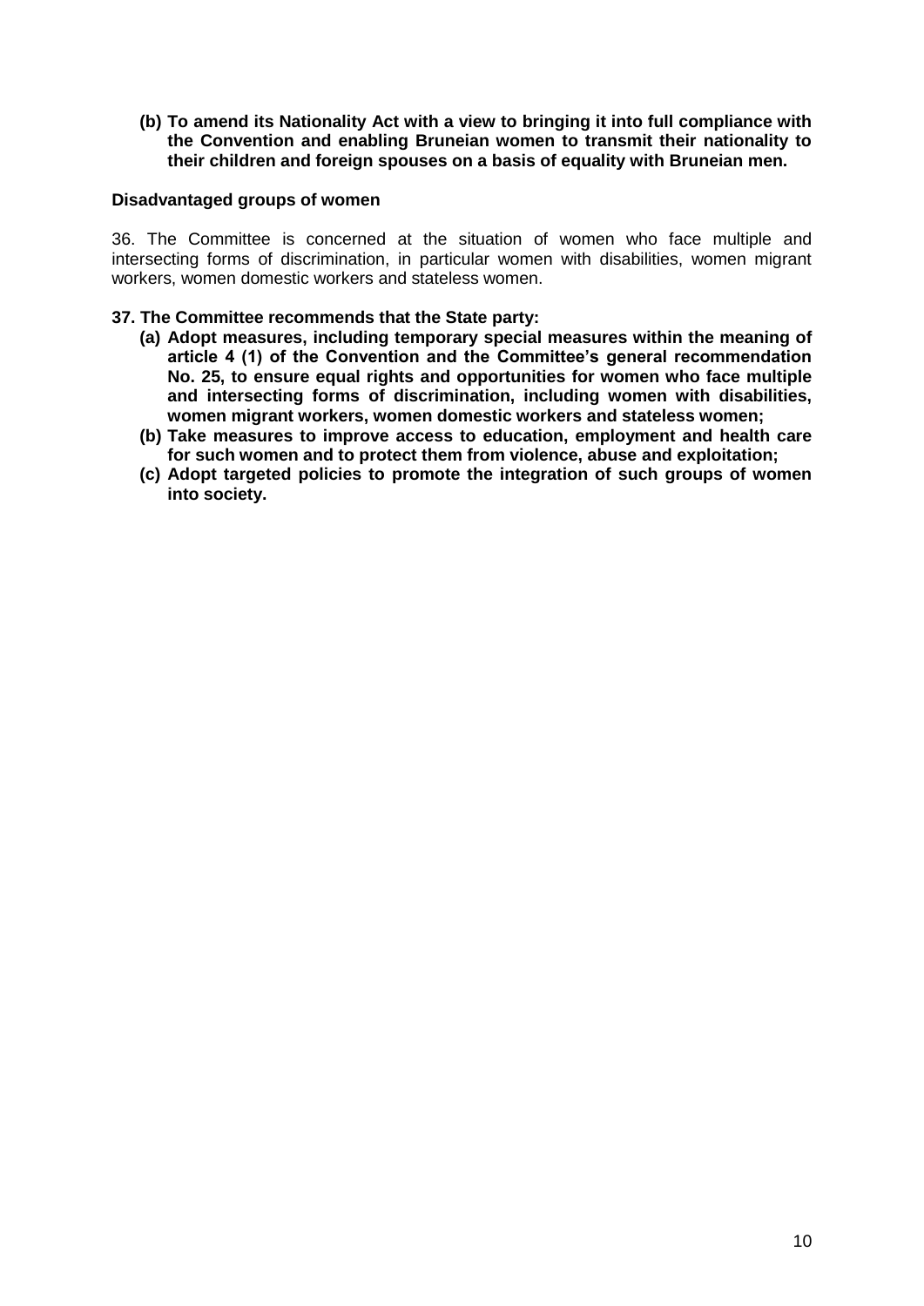**(b) To amend its Nationality Act with a view to bringing it into full compliance with the Convention and enabling Bruneian women to transmit their nationality to their children and foreign spouses on a basis of equality with Bruneian men.**

**Disadvantaged groups of women**

36. The Committee is concerned at the situation of women who face multiple and intersecting forms of discrimination, in particular women with disabilities, women migrant workers, women domestic workers and stateless women.

**37. The Committee recommends that the State party:**

- **(a) Adopt measures, including temporary special measures within the meaning of article 4 (1) of the Convention and the Committee's general recommendation No. 25, to ensure equal rights and opportunities for women who face multiple and intersecting forms of discrimination, including women with disabilities, women migrant workers, women domestic workers and stateless women;**
- **(b) Take measures to improve access to education, employment and health care for such women and to protect them from violence, abuse and exploitation;**
- **(c) Adopt targeted policies to promote the integration of such groups of women into society.**